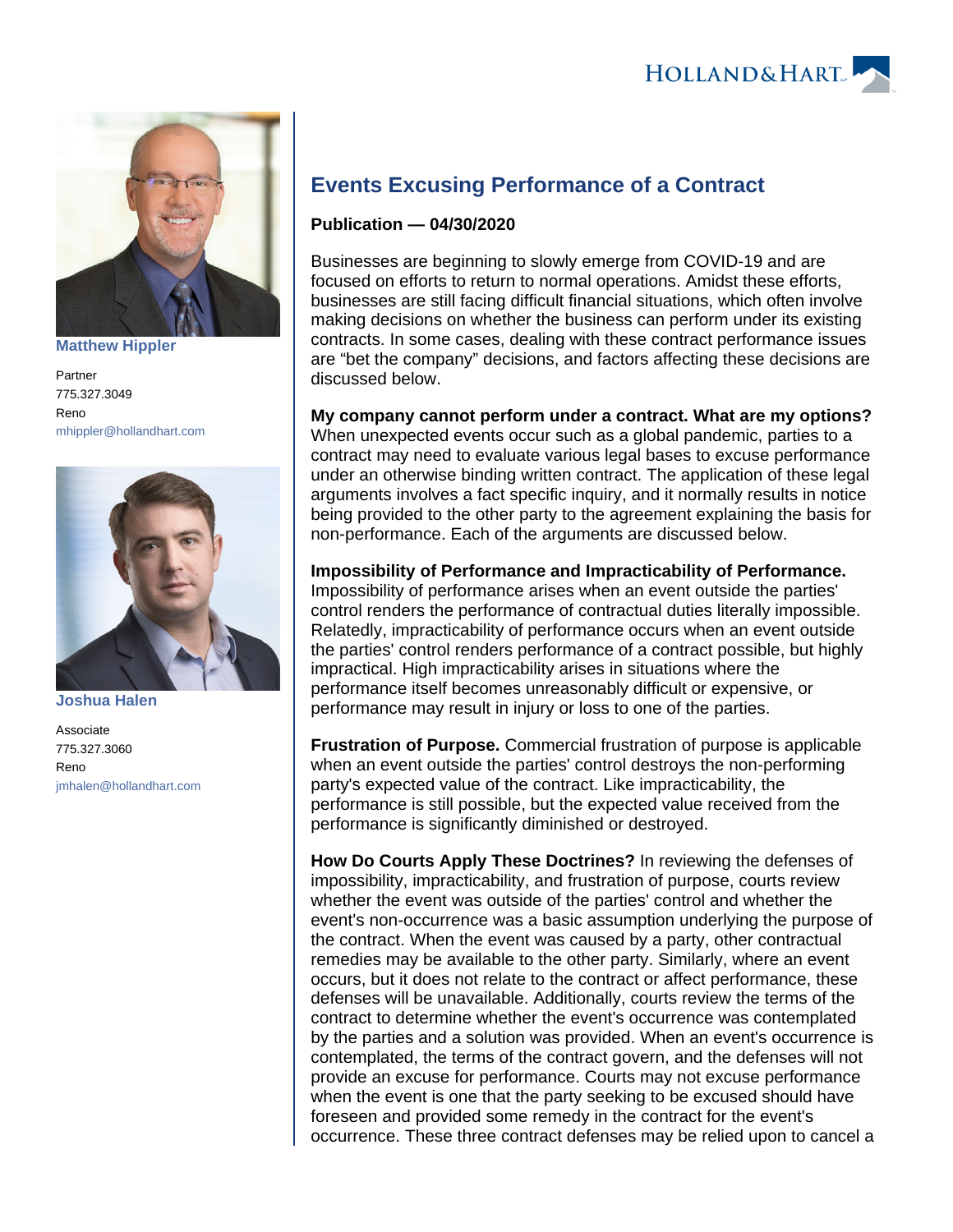Matthew Hippler

Partner
775.327.3049
Reno
mhippler@hollandhart.com

Joshua Halen

Associate
775.327.3060
Reno
jmhalen@hollandhart.com

# Events Excusing Performance of a Contract

**Publication — 04/30/2020**

Businesses are beginning to slowly emerge from COVID-19 and are focused on efforts to return to normal operations. Amidst these efforts, businesses are still facing difficult financial situations, which often involve making decisions on whether the business can perform under its existing contracts. In some cases, dealing with these contract performance issues are "bet the company" decisions, and factors affecting these decisions are discussed below.

**My company cannot perform under a contract. What are my options?** When unexpected events occur such as a global pandemic, parties to a contract may need to evaluate various legal bases to excuse performance under an otherwise binding written contract. The application of these legal arguments involves a fact specific inquiry, and it normally results in notice being provided to the other party to the agreement explaining the basis for non-performance. Each of the arguments are discussed below.

**Impossibility of Performance and Impracticability of Performance.** Impossibility of performance arises when an event outside the parties' control renders the performance of contractual duties literally impossible. Relatedly, impracticability of performance occurs when an event outside the parties' control renders performance of a contract possible, but highly impractical. High impracticability arises in situations where the performance itself becomes unreasonably difficult or expensive, or performance may result in injury or loss to one of the parties.

**Frustration of Purpose.** Commercial frustration of purpose is applicable when an event outside the parties' control destroys the non-performing party's expected value of the contract. Like impracticability, the performance is still possible, but the expected value received from the performance is significantly diminished or destroyed.

**How Do Courts Apply These Doctrines?** In reviewing the defenses of impossibility, impracticability, and frustration of purpose, courts review whether the event was outside of the parties' control and whether the event's non-occurrence was a basic assumption underlying the purpose of the contract. When the event was caused by a party, other contractual remedies may be available to the other party. Similarly, where an event occurs, but it does not relate to the contract or affect performance, these defenses will be unavailable. Additionally, courts review the terms of the contract to determine whether the event's occurrence was contemplated by the parties and a solution was provided. When an event's occurrence is contemplated, the terms of the contract govern, and the defenses will not provide an excuse for performance. Courts may not excuse performance when the event is one that the party seeking to be excused should have foreseen and provided some remedy in the contract for the event's occurrence. These three contract defenses may be relied upon to cancel a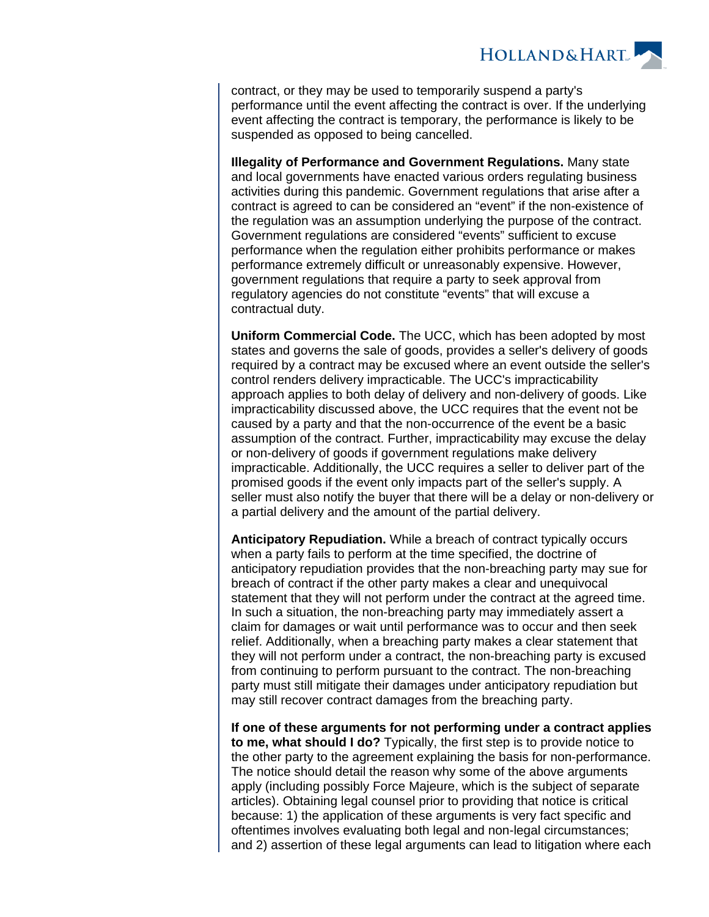contract, or they may be used to temporarily suspend a party's performance until the event affecting the contract is over. If the underlying event affecting the contract is temporary, the performance is likely to be suspended as opposed to being cancelled.

**Illegality of Performance and Government Regulations.** Many state and local governments have enacted various orders regulating business activities during this pandemic. Government regulations that arise after a contract is agreed to can be considered an "event" if the non-existence of the regulation was an assumption underlying the purpose of the contract. Government regulations are considered "events" sufficient to excuse performance when the regulation either prohibits performance or makes performance extremely difficult or unreasonably expensive. However, government regulations that require a party to seek approval from regulatory agencies do not constitute "events" that will excuse a contractual duty.

**Uniform Commercial Code.** The UCC, which has been adopted by most states and governs the sale of goods, provides a seller's delivery of goods required by a contract may be excused where an event outside the seller's control renders delivery impracticable. The UCC's impracticability approach applies to both delay of delivery and non-delivery of goods. Like impracticability discussed above, the UCC requires that the event not be caused by a party and that the non-occurrence of the event be a basic assumption of the contract. Further, impracticability may excuse the delay or non-delivery of goods if government regulations make delivery impracticable. Additionally, the UCC requires a seller to deliver part of the promised goods if the event only impacts part of the seller's supply. A seller must also notify the buyer that there will be a delay or non-delivery or a partial delivery and the amount of the partial delivery.

**Anticipatory Repudiation.** While a breach of contract typically occurs when a party fails to perform at the time specified, the doctrine of anticipatory repudiation provides that the non-breaching party may sue for breach of contract if the other party makes a clear and unequivocal statement that they will not perform under the contract at the agreed time. In such a situation, the non-breaching party may immediately assert a claim for damages or wait until performance was to occur and then seek relief. Additionally, when a breaching party makes a clear statement that they will not perform under a contract, the non-breaching party is excused from continuing to perform pursuant to the contract. The non-breaching party must still mitigate their damages under anticipatory repudiation but may still recover contract damages from the breaching party.

**If one of these arguments for not performing under a contract applies to me, what should I do?** Typically, the first step is to provide notice to the other party to the agreement explaining the basis for non-performance. The notice should detail the reason why some of the above arguments apply (including possibly Force Majeure, which is the subject of separate articles). Obtaining legal counsel prior to providing that notice is critical because: 1) the application of these arguments is very fact specific and oftentimes involves evaluating both legal and non-legal circumstances; and 2) assertion of these legal arguments can lead to litigation where each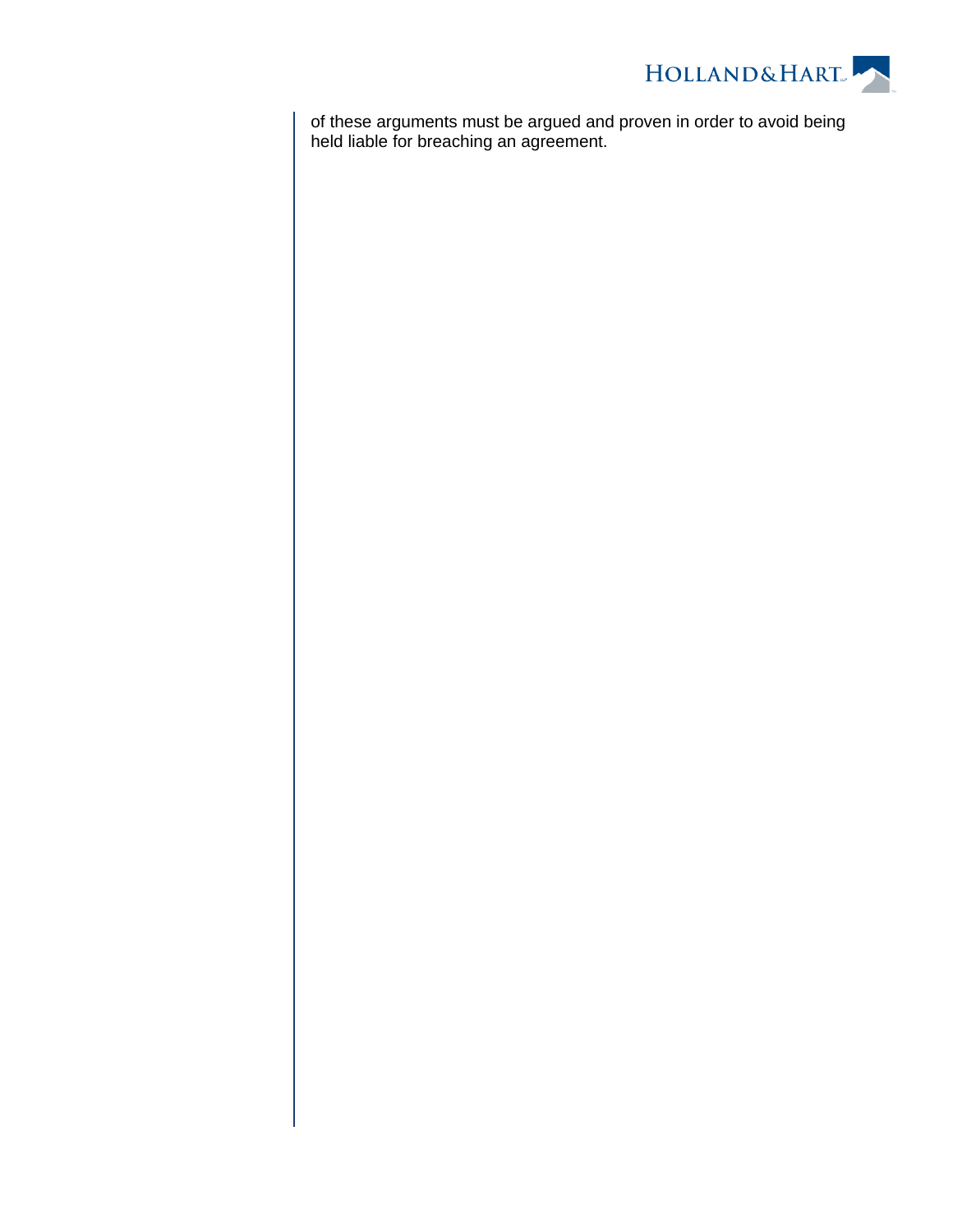of these arguments must be argued and proven in order to avoid being held liable for breaching an agreement.